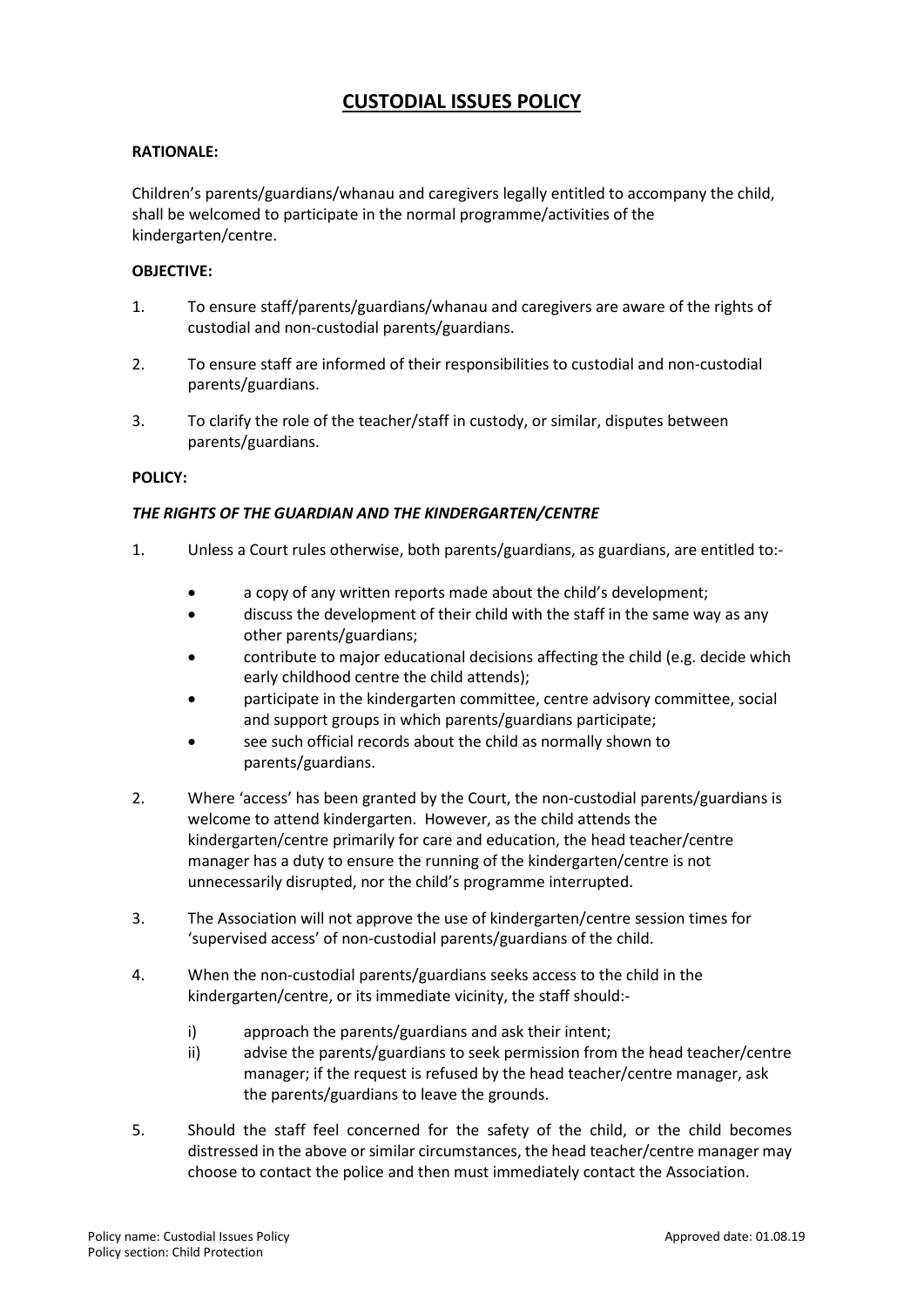# CUSTODIAL ISSUES POLICY

**RATIONALE:**

Children's parents/guardians/whanau and caregivers legally entitled to accompany the child, shall be welcomed to participate in the normal programme/activities of the kindergarten/centre.

**OBJECTIVE:**

1. To ensure staff/parents/guardians/whanau and caregivers are aware of the rights of custodial and non-custodial parents/guardians.
2. To ensure staff are informed of their responsibilities to custodial and non-custodial parents/guardians.
3. To clarify the role of the teacher/staff in custody, or similar, disputes between parents/guardians.

**POLICY:**

***THE RIGHTS OF THE GUARDIAN AND THE KINDERGARTEN/CENTRE***

1. Unless a Court rules otherwise, both parents/guardians, as guardians, are entitled to:-
   - a copy of any written reports made about the child's development;
   - discuss the development of their child with the staff in the same way as any other parents/guardians;
   - contribute to major educational decisions affecting the child (e.g. decide which early childhood centre the child attends);
   - participate in the kindergarten committee, centre advisory committee, social and support groups in which parents/guardians participate;
   - see such official records about the child as normally shown to parents/guardians.
2. Where 'access' has been granted by the Court, the non-custodial parents/guardians is welcome to attend kindergarten. However, as the child attends the kindergarten/centre primarily for care and education, the head teacher/centre manager has a duty to ensure the running of the kindergarten/centre is not unnecessarily disrupted, nor the child's programme interrupted.
3. The Association will not approve the use of kindergarten/centre session times for 'supervised access' of non-custodial parents/guardians of the child.
4. When the non-custodial parents/guardians seeks access to the child in the kindergarten/centre, or its immediate vicinity, the staff should:-
   i) approach the parents/guardians and ask their intent;
   ii) advise the parents/guardians to seek permission from the head teacher/centre manager; if the request is refused by the head teacher/centre manager, ask the parents/guardians to leave the grounds.
5. Should the staff feel concerned for the safety of the child, or the child becomes distressed in the above or similar circumstances, the head teacher/centre manager may choose to contact the police and then must immediately contact the Association.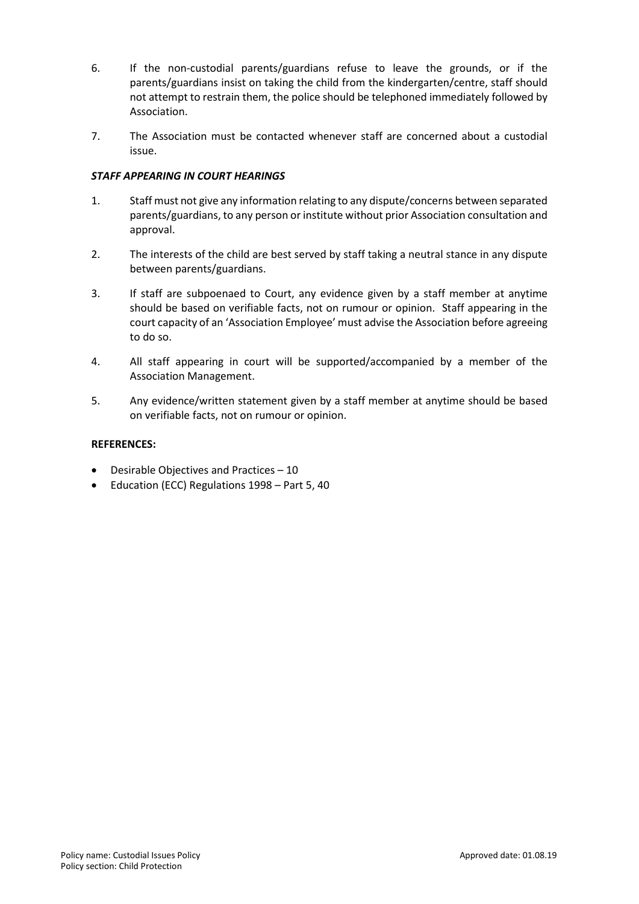6. If the non-custodial parents/guardians refuse to leave the grounds, or if the parents/guardians insist on taking the child from the kindergarten/centre, staff should not attempt to restrain them, the police should be telephoned immediately followed by Association.

7. The Association must be contacted whenever staff are concerned about a custodial issue.

***STAFF APPEARING IN COURT HEARINGS***

1. Staff must not give any information relating to any dispute/concerns between separated parents/guardians, to any person or institute without prior Association consultation and approval.

2. The interests of the child are best served by staff taking a neutral stance in any dispute between parents/guardians.

3. If staff are subpoenaed to Court, any evidence given by a staff member at anytime should be based on verifiable facts, not on rumour or opinion. Staff appearing in the court capacity of an 'Association Employee' must advise the Association before agreeing to do so.

4. All staff appearing in court will be supported/accompanied by a member of the Association Management.

5. Any evidence/written statement given by a staff member at anytime should be based on verifiable facts, not on rumour or opinion.

**REFERENCES:**

- Desirable Objectives and Practices – 10
- Education (ECC) Regulations 1998 – Part 5, 40